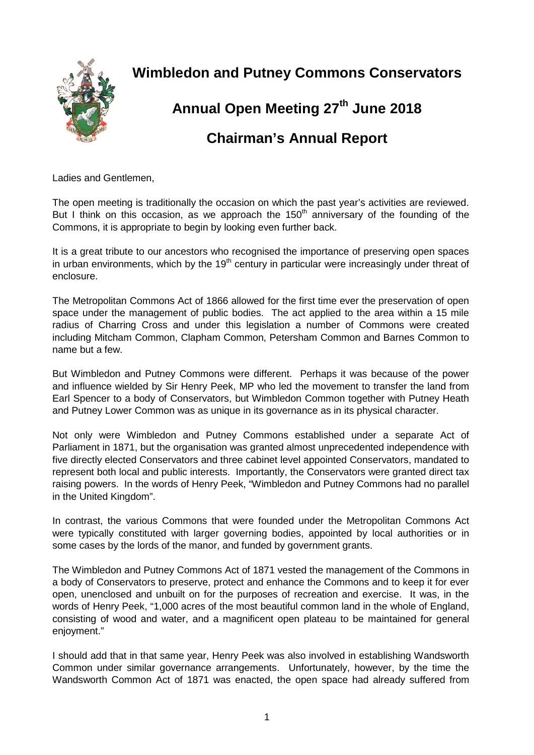# Wimbledon and Putney Commons Conservators

## Annual Open Meeting 27th June 2018

## Chairman's Annual Report

Ladies and Gentlemen,

The open meeting is traditionally the occasion on which the past year's activities are reviewed. But I think on this occasion, as we approach the 150th anniversary of the founding of the Commons, it is appropriate to begin by looking even further back.

It is a great tribute to our ancestors who recognised the importance of preserving open spaces in urban environments, which by the 19th century in particular were increasingly under threat of enclosure.

The Metropolitan Commons Act of 1866 allowed for the first time ever the preservation of open space under the management of public bodies. The act applied to the area within a 15 mile radius of Charring Cross and under this legislation a number of Commons were created including Mitcham Common, Clapham Common, Petersham Common and Barnes Common to name but a few.

But Wimbledon and Putney Commons were different. Perhaps it was because of the power and influence wielded by Sir Henry Peek, MP who led the movement to transfer the land from Earl Spencer to a body of Conservators, but Wimbledon Common together with Putney Heath and Putney Lower Common was as unique in its governance as in its physical character.

Not only were Wimbledon and Putney Commons established under a separate Act of Parliament in 1871, but the organisation was granted almost unprecedented independence with five directly elected Conservators and three cabinet level appointed Conservators, mandated to represent both local and public interests. Importantly, the Conservators were granted direct tax raising powers. In the words of Henry Peek, "Wimbledon and Putney Commons had no parallel in the United Kingdom".

In contrast, the various Commons that were founded under the Metropolitan Commons Act were typically constituted with larger governing bodies, appointed by local authorities or in some cases by the lords of the manor, and funded by government grants.

The Wimbledon and Putney Commons Act of 1871 vested the management of the Commons in a body of Conservators to preserve, protect and enhance the Commons and to keep it for ever open, unenclosed and unbuilt on for the purposes of recreation and exercise. It was, in the words of Henry Peek, "1,000 acres of the most beautiful common land in the whole of England, consisting of wood and water, and a magnificent open plateau to be maintained for general enjoyment."

I should add that in that same year, Henry Peek was also involved in establishing Wandsworth Common under similar governance arrangements. Unfortunately, however, by the time the Wandsworth Common Act of 1871 was enacted, the open space had already suffered from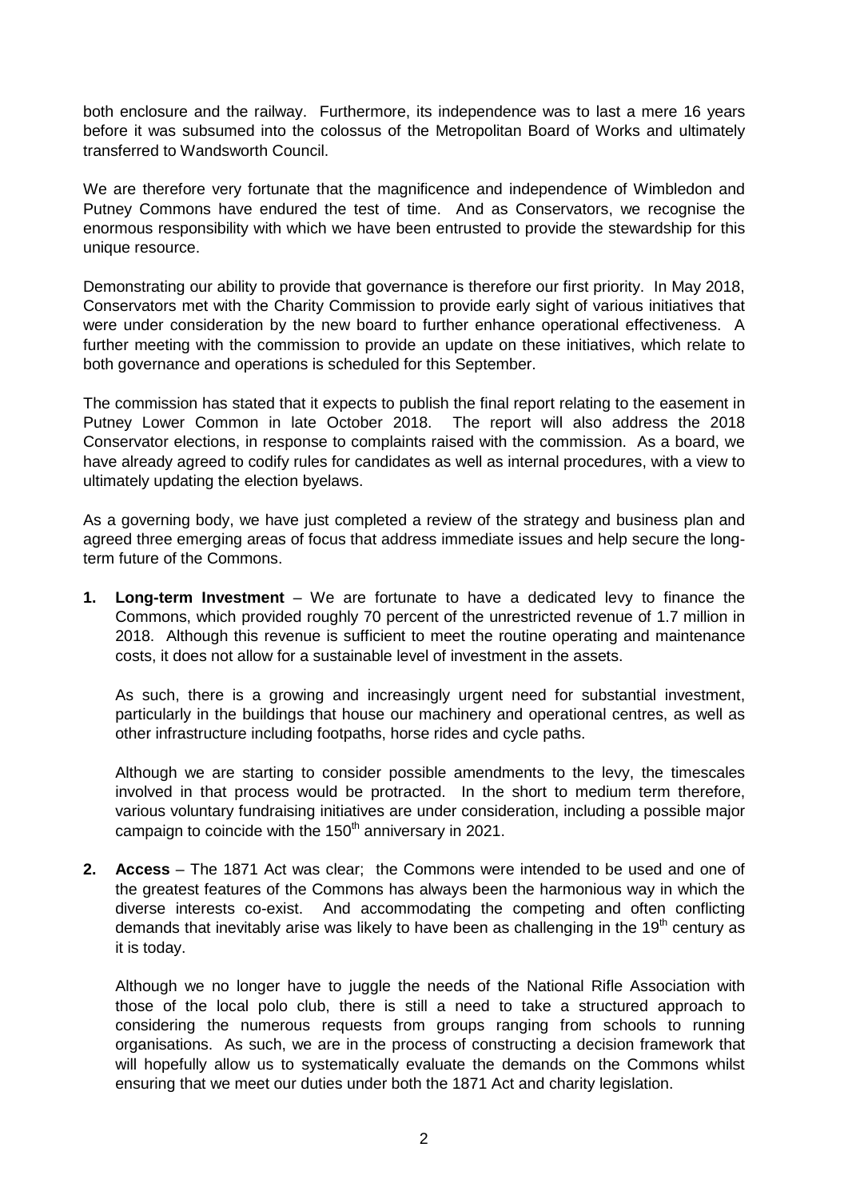both enclosure and the railway. Furthermore, its independence was to last a mere 16 years before it was subsumed into the colossus of the Metropolitan Board of Works and ultimately transferred to Wandsworth Council.

We are therefore very fortunate that the magnificence and independence of Wimbledon and Putney Commons have endured the test of time. And as Conservators, we recognise the enormous responsibility with which we have been entrusted to provide the stewardship for this unique resource.

Demonstrating our ability to provide that governance is therefore our first priority. In May 2018, Conservators met with the Charity Commission to provide early sight of various initiatives that were under consideration by the new board to further enhance operational effectiveness. A further meeting with the commission to provide an update on these initiatives, which relate to both governance and operations is scheduled for this September.

The commission has stated that it expects to publish the final report relating to the easement in Putney Lower Common in late October 2018. The report will also address the 2018 Conservator elections, in response to complaints raised with the commission. As a board, we have already agreed to codify rules for candidates as well as internal procedures, with a view to ultimately updating the election byelaws.

As a governing body, we have just completed a review of the strategy and business plan and agreed three emerging areas of focus that address immediate issues and help secure the long-term future of the Commons.

1. **Long-term Investment** – We are fortunate to have a dedicated levy to finance the Commons, which provided roughly 70 percent of the unrestricted revenue of 1.7 million in 2018. Although this revenue is sufficient to meet the routine operating and maintenance costs, it does not allow for a sustainable level of investment in the assets.

   As such, there is a growing and increasingly urgent need for substantial investment, particularly in the buildings that house our machinery and operational centres, as well as other infrastructure including footpaths, horse rides and cycle paths.

   Although we are starting to consider possible amendments to the levy, the timescales involved in that process would be protracted. In the short to medium term therefore, various voluntary fundraising initiatives are under consideration, including a possible major campaign to coincide with the 150th anniversary in 2021.

2. **Access** – The 1871 Act was clear; the Commons were intended to be used and one of the greatest features of the Commons has always been the harmonious way in which the diverse interests co-exist. And accommodating the competing and often conflicting demands that inevitably arise was likely to have been as challenging in the 19th century as it is today.

   Although we no longer have to juggle the needs of the National Rifle Association with those of the local polo club, there is still a need to take a structured approach to considering the numerous requests from groups ranging from schools to running organisations. As such, we are in the process of constructing a decision framework that will hopefully allow us to systematically evaluate the demands on the Commons whilst ensuring that we meet our duties under both the 1871 Act and charity legislation.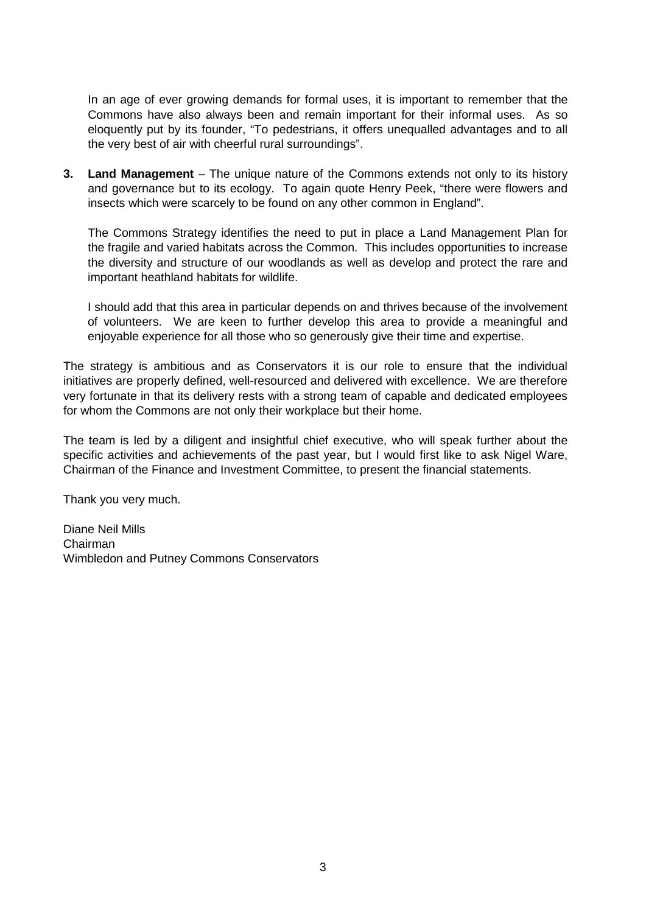In an age of ever growing demands for formal uses, it is important to remember that the Commons have also always been and remain important for their informal uses. As so eloquently put by its founder, "To pedestrians, it offers unequalled advantages and to all the very best of air with cheerful rural surroundings".

3. **Land Management** – The unique nature of the Commons extends not only to its history and governance but to its ecology. To again quote Henry Peek, "there were flowers and insects which were scarcely to be found on any other common in England".

   The Commons Strategy identifies the need to put in place a Land Management Plan for the fragile and varied habitats across the Common. This includes opportunities to increase the diversity and structure of our woodlands as well as develop and protect the rare and important heathland habitats for wildlife.

   I should add that this area in particular depends on and thrives because of the involvement of volunteers. We are keen to further develop this area to provide a meaningful and enjoyable experience for all those who so generously give their time and expertise.

The strategy is ambitious and as Conservators it is our role to ensure that the individual initiatives are properly defined, well-resourced and delivered with excellence. We are therefore very fortunate in that its delivery rests with a strong team of capable and dedicated employees for whom the Commons are not only their workplace but their home.

The team is led by a diligent and insightful chief executive, who will speak further about the specific activities and achievements of the past year, but I would first like to ask Nigel Ware, Chairman of the Finance and Investment Committee, to present the financial statements.

Thank you very much.

Diane Neil Mills
Chairman
Wimbledon and Putney Commons Conservators